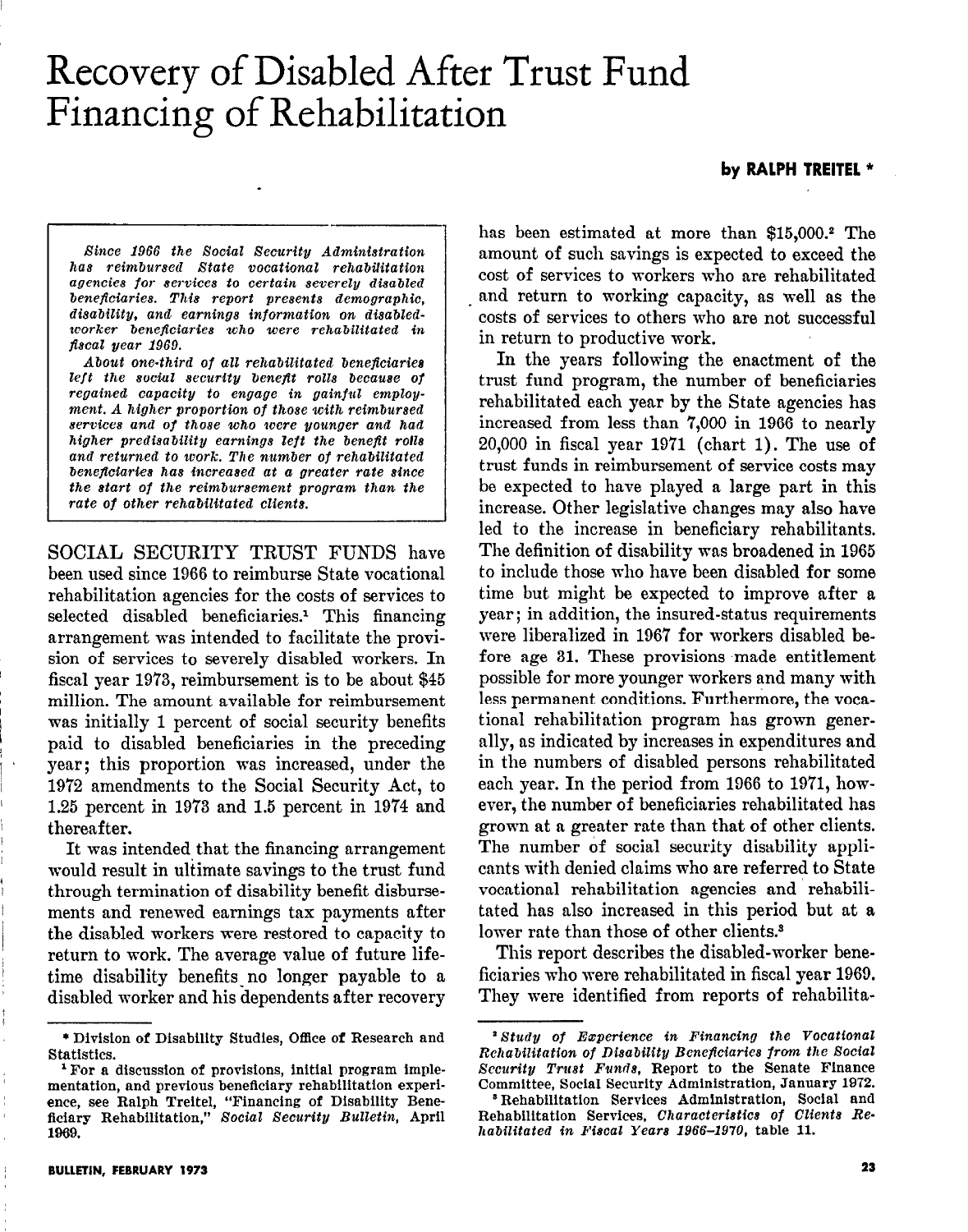# Recovery of Disabled After Trust Fund Financing of Rehabilitation

**by RALPH TREITEL** *

*Since 1966 the Social Security Administration has reimbursed State vocational rehabilitation agencies for services to certain severely disabled beneficiaries. This report presents demographic, disability, and earnings information on disabled-worker beneficiaries who were rehabilitated in fiscal year 1969.*

*About one-third of all rehabilitated beneficiaries left the social security benefit rolls because of regained capacity to engage in gainful employment. A higher proportion of those with reimbursed services and of those who were younger and had higher predisability earnings left the benefit rolls and returned to work. The number of rehabilitated beneficiaries has increased at a greater rate since the start of the reimbursement program than the rate of other rehabilitated clients.*

SOCIAL SECURITY TRUST FUNDS have been used since 1966 to reimburse State vocational rehabilitation agencies for the costs of services to selected disabled beneficiaries.[1] This financing arrangement was intended to facilitate the provision of services to severely disabled workers. In fiscal year 1973, reimbursement is to be about $45 million. The amount available for reimbursement was initially 1 percent of social security benefits paid to disabled beneficiaries in the preceding year; this proportion was increased, under the 1972 amendments to the Social Security Act, to 1.25 percent in 1973 and 1.5 percent in 1974 and thereafter.

It was intended that the financing arrangement would result in ultimate savings to the trust fund through termination of disability benefit disbursements and renewed earnings tax payments after the disabled workers were restored to capacity to return to work. The average value of future lifetime disability benefits no longer payable to a disabled worker and his dependents after recovery has been estimated at more than $15,000.[2] The amount of such savings is expected to exceed the cost of services to workers who are rehabilitated and return to working capacity, as well as the costs of services to others who are not successful in return to productive work.

In the years following the enactment of the trust fund program, the number of beneficiaries rehabilitated each year by the State agencies has increased from less than 7,000 in 1966 to nearly 20,000 in fiscal year 1971 (chart 1). The use of trust funds in reimbursement of service costs may be expected to have played a large part in this increase. Other legislative changes may also have led to the increase in beneficiary rehabilitants. The definition of disability was broadened in 1965 to include those who have been disabled for some time but might be expected to improve after a year; in addition, the insured-status requirements were liberalized in 1967 for workers disabled before age 31. These provisions made entitlement possible for more younger workers and many with less permanent conditions. Furthermore, the vocational rehabilitation program has grown generally, as indicated by increases in expenditures and in the numbers of disabled persons rehabilitated each year. In the period from 1966 to 1971, however, the number of beneficiaries rehabilitated has grown at a greater rate than that of other clients. The number of social security disability applicants with denied claims who are referred to State vocational rehabilitation agencies and rehabilitated has also increased in this period but at a lower rate than those of other clients.[3]

This report describes the disabled-worker beneficiaries who were rehabilitated in fiscal year 1969. They were identified from reports of rehabilita-

---

\* Division of Disability Studies, Office of Research and Statistics.

[1] For a discussion of provisions, initial program implementation, and previous beneficiary rehabilitation experience, see Ralph Treitel, "Financing of Disability Beneficiary Rehabilitation," *Social Security Bulletin*, April 1969.

[2] *Study of Experience in Financing the Vocational Rehabilitation of Disability Beneficiaries from the Social Security Trust Funds*, Report to the Senate Finance Committee, Social Security Administration, January 1972.

[3] Rehabilitation Services Administration, Social and Rehabilitation Services, *Characteristics of Clients Rehabilitated in Fiscal Years 1966–1970*, table 11.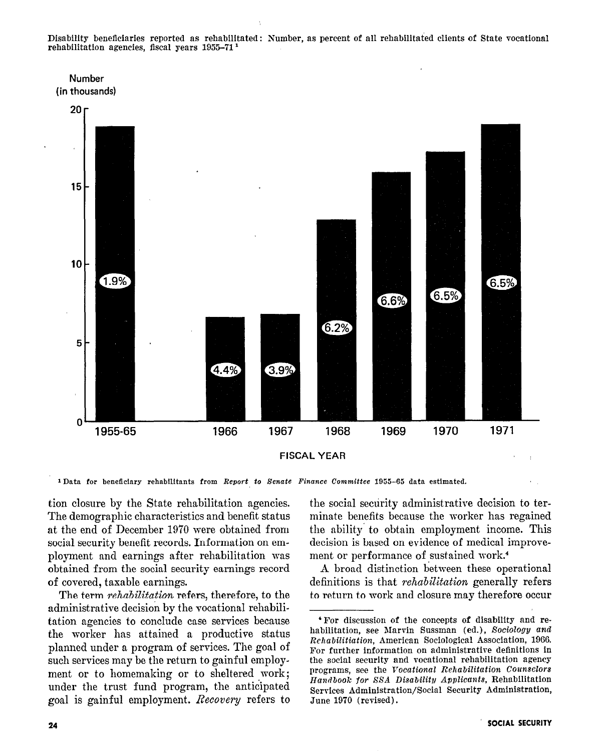Disability beneficiaries reported as rehabilitated: Number, as percent of all rehabilitated clients of State vocational rehabilitation agencies, fiscal years 1955–71[1]

| Fiscal year | Percent of all rehabilitated clients |
|---|---|
| 1955-65 | 1.9% |
| 1966 | 4.4% |
| 1967 | 3.9% |
| 1968 | 6.2% |
| 1969 | 6.6% |
| 1970 | 6.5% |
| 1971 | 6.5% |

[1] Data for beneficiary rehabilitants from *Report to Senate Finance Committee* 1955–65 data estimated.

tion closure by the State rehabilitation agencies. The demographic characteristics and benefit status at the end of December 1970 were obtained from social security benefit records. Information on employment and earnings after rehabilitation was obtained from the social security earnings record of covered, taxable earnings.

The term *rehabilitation* refers, therefore, to the administrative decision by the vocational rehabilitation agencies to conclude case services because the worker has attained a productive status planned under a program of services. The goal of such services may be the return to gainful employment or to homemaking or to sheltered work; under the trust fund program, the anticipated goal is gainful employment. *Recovery* refers to the social security administrative decision to terminate benefits because the worker has regained the ability to obtain employment income. This decision is based on evidence of medical improvement or performance of sustained work.[4]

A broad distinction between these operational definitions is that *rehabilitation* generally refers to return to work and closure may therefore occur

[4] For discussion of the concepts of disability and rehabilitation, see Marvin Sussman (ed.), *Sociology and Rehabilitiation*, American Sociological Association, 1966. For further information on administrative definitions in the social security and vocational rehabilitation agency programs, see the *Vocational Rehabilitation Counselors Handbook for SSA Disability Applicants*, Rehabilitation Services Administration/Social Security Administration, June 1970 (revised).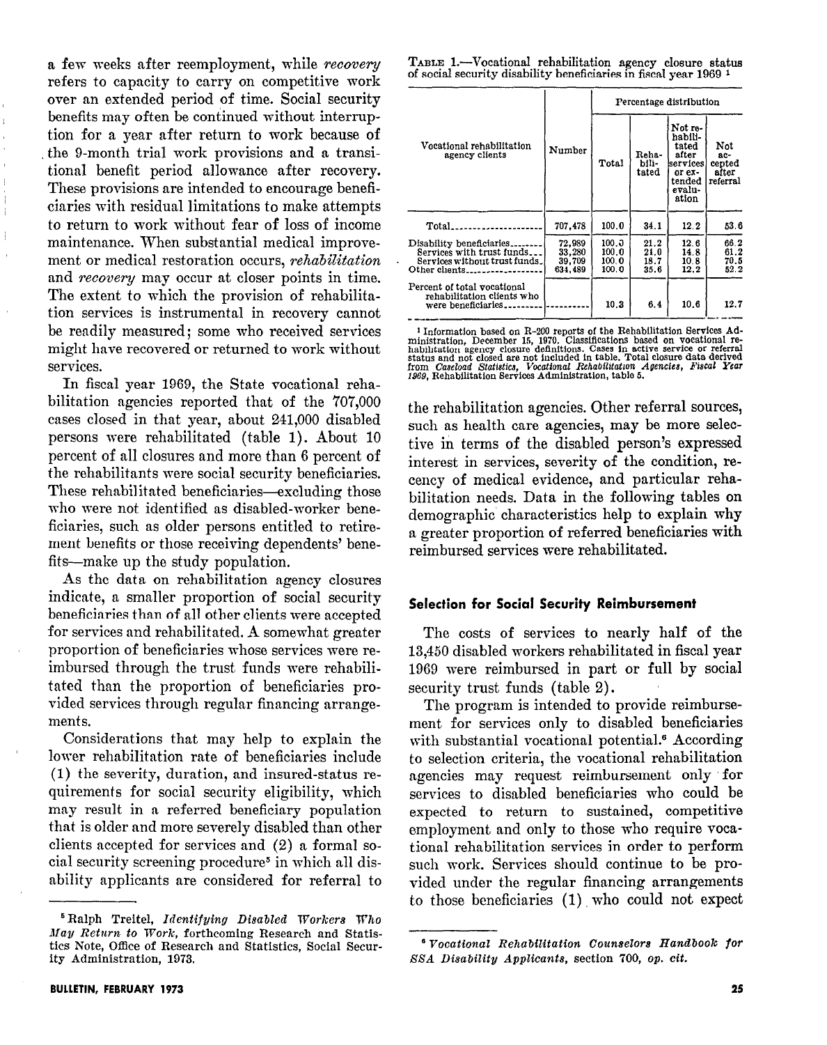a few weeks after reemployment, while *recovery* refers to capacity to carry on competitive work over an extended period of time. Social security benefits may often be continued without interruption for a year after return to work because of the 9-month trial work provisions and a transitional benefit period allowance after recovery. These provisions are intended to encourage beneficiaries with residual limitations to make attempts to return to work without fear of loss of income maintenance. When substantial medical improvement or medical restoration occurs, *rehabilitation* and *recovery* may occur at closer points in time. The extent to which the provision of rehabilitation services is instrumental in recovery cannot be readily measured; some who received services might have recovered or returned to work without services.

In fiscal year 1969, the State vocational rehabilitation agencies reported that of the 707,000 cases closed in that year, about 241,000 disabled persons were rehabilitated (table 1). About 10 percent of all closures and more than 6 percent of the rehabilitants were social security beneficiaries. These rehabilitated beneficiaries—excluding those who were not identified as disabled-worker beneficiaries, such as older persons entitled to retirement benefits or those receiving dependents' benefits—make up the study population.

As the data on rehabilitation agency closures indicate, a smaller proportion of social security beneficiaries than of all other clients were accepted for services and rehabilitated. A somewhat greater proportion of beneficiaries whose services were reimbursed through the trust funds were rehabilitated than the proportion of beneficiaries provided services through regular financing arrangements.

Considerations that may help to explain the lower rehabilitation rate of beneficiaries include (1) the severity, duration, and insured-status requirements for social security eligibility, which may result in a referred beneficiary population that is older and more severely disabled than other clients accepted for services and (2) a formal social security screening procedure[5] in which all disability applicants are considered for referral to the rehabilitation agencies. Other referral sources, such as health care agencies, may be more selective in terms of the disabled person's expressed interest in services, severity of the condition, recency of medical evidence, and particular rehabilitation needs. Data in the following tables on demographic characteristics help to explain why a greater proportion of referred beneficiaries with reimbursed services were rehabilitated.

TABLE 1.—Vocational rehabilitation agency closure status of social security disability beneficiaries in fiscal year 1969 [1]

| Vocational rehabilitation agency clients | Number | Percentage distribution | | | |
|---|---|---|---|---|---|
| | | Total | Rehabilitated | Not rehabilitated after services or extended evaluation | Not accepted after referral |
| Total | 707,478 | 100.0 | 34.1 | 12.2 | 53.6 |
| Disability beneficiaries | 72,989 | 100.0 | 21.2 | 12.6 | 66.2 |
| Services with trust funds | 33,280 | 100.0 | 24.0 | 14.8 | 61.2 |
| Services without trust funds | 39,709 | 100.0 | 18.7 | 10.8 | 70.5 |
| Other clients | 634,489 | 100.0 | 35.6 | 12.2 | 52.2 |
| Percent of total vocational rehabilitation clients who were beneficiaries | | 10.3 | 6.4 | 10.6 | 12.7 |

[1] Information based on R-200 reports of the Rehabilitation Services Administration, December 15, 1970. Classifications based on vocational rehabilitation agency closure definitions. Cases in active service or referral status and not closed are not included in table. Total closure data derived from *Caseload Statistics, Vocational Rehabilitation Agencies, Fiscal Year 1969*, Rehabilitation Services Administration, table 5.

## Selection for Social Security Reimbursement

The costs of services to nearly half of the 13,450 disabled workers rehabilitated in fiscal year 1969 were reimbursed in part or full by social security trust funds (table 2).

The program is intended to provide reimbursement for services only to disabled beneficiaries with substantial vocational potential.[6] According to selection criteria, the vocational rehabilitation agencies may request reimbursement only for services to disabled beneficiaries who could be expected to return to sustained, competitive employment and only to those who require vocational rehabilitation services in order to perform such work. Services should continue to be provided under the regular financing arrangements to those beneficiaries (1) who could not expect

[5] Ralph Treitel, *Identifying Disabled Workers Who May Return to Work*, forthcoming Research and Statistics Note, Office of Research and Statistics, Social Security Administration, 1973.

[6] *Vocational Rehabilitation Counselors Handbook for SSA Disability Applicants*, section 700, *op. cit.*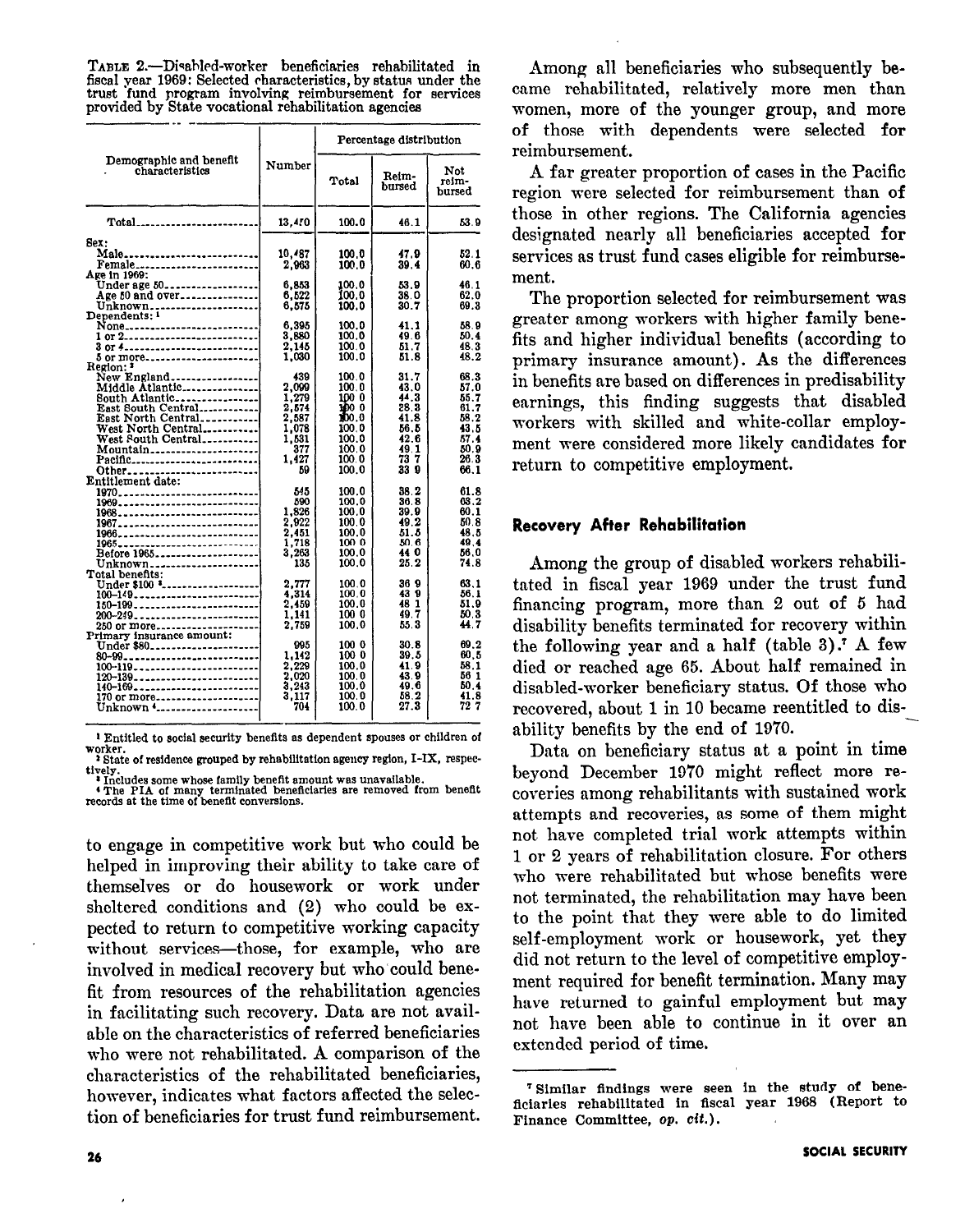TABLE 2.—Disabled-worker beneficiaries rehabilitated in fiscal year 1969: Selected characteristics, by status under the trust fund program involving reimbursement for services provided by State vocational rehabilitation agencies

| Demographic and benefit characteristics | Number | Percentage distribution | | |
|---|---|---|---|---|
| | | Total | Reimbursed | Not reimbursed |
| Total | 13,470 | 100.0 | 46.1 | 53.9 |
| Sex: | | | | |
| Male | 10,487 | 100.0 | 47.9 | 52.1 |
| Female | 2,983 | 100.0 | 39.4 | 60.6 |
| Age in 1969: | | | | |
| Under age 50 | 6,853 | 100.0 | 53.9 | 46.1 |
| Age 50 and over | 6,522 | 100.0 | 38.0 | 62.0 |
| Unknown | 6,575 | 100.0 | 30.7 | 69.3 |
| Dependents: [1] | | | | |
| None | 6,395 | 100.0 | 41.1 | 58.9 |
| 1 or 2 | 3,880 | 100.0 | 49.6 | 50.4 |
| 3 or 4 | 2,145 | 100.0 | 51.7 | 48.3 |
| 5 or more | 1,030 | 100.0 | 51.8 | 48.2 |
| Region: [2] | | | | |
| New England | 439 | 100.0 | 31.7 | 68.3 |
| Middle Atlantic | 2,099 | 100.0 | 43.0 | 57.0 |
| South Atlantic | 1,279 | 100.0 | 44.3 | 55.7 |
| East South Central | 2,574 | 100.0 | 38.3 | 61.7 |
| East North Central | 2,587 | 100.0 | 41.8 | 58.2 |
| West North Central | 1,078 | 100.0 | 56.5 | 43.5 |
| West South Central | 1,531 | 100.0 | 42.6 | 57.4 |
| Mountain | 377 | 100.0 | 49.1 | 50.9 |
| Pacific | 1,427 | 100.0 | 73.7 | 26.3 |
| Other | 59 | 100.0 | 33.9 | 66.1 |
| Entitlement date: | | | | |
| 1970 | 545 | 100.0 | 38.2 | 61.8 |
| 1969 | 590 | 100.0 | 36.8 | 63.2 |
| 1968 | 1,826 | 100.0 | 39.9 | 60.1 |
| 1967 | 2,922 | 100.0 | 49.2 | 50.8 |
| 1966 | 2,451 | 100.0 | 51.5 | 48.5 |
| 1965 | 1,718 | 100.0 | 50.6 | 49.4 |
| Before 1965 | 3,263 | 100.0 | 44.0 | 56.0 |
| Unknown | 135 | 100.0 | 25.2 | 74.8 |
| Total benefits: | | | | |
| Under $100 [3] | 2,777 | 100.0 | 36.9 | 63.1 |
| 100–149 | 4,314 | 100.0 | 43.9 | 56.1 |
| 150–199 | 2,459 | 100.0 | 48.1 | 51.9 |
| 200–249 | 1,141 | 100.0 | 49.7 | 50.3 |
| 250 or more | 2,759 | 100.0 | 55.3 | 44.7 |
| Primary insurance amount: | | | | |
| Under $80 | 995 | 100.0 | 30.8 | 69.2 |
| 80–99 | 1,142 | 100.0 | 39.5 | 60.5 |
| 100–119 | 2,229 | 100.0 | 41.9 | 58.1 |
| 120–139 | 2,020 | 100.0 | 43.9 | 56.1 |
| 140–169 | 3,243 | 100.0 | 49.6 | 50.4 |
| 170 or more | 3,117 | 100.0 | 58.2 | 41.8 |
| Unknown [4] | 704 | 100.0 | 27.3 | 72.7 |

[1] Entitled to social security benefits as dependent spouses or children of worker.
[2] State of residence grouped by rehabilitation agency region, I–IX, respectively.
[3] Includes some whose family benefit amount was unavailable.
[4] The PIA of many terminated beneficiaries are removed from benefit records at the time of benefit conversions.

to engage in competitive work but who could be helped in improving their ability to take care of themselves or do housework or work under sheltered conditions and (2) who could be expected to return to competitive working capacity without services—those, for example, who are involved in medical recovery but who could benefit from resources of the rehabilitation agencies in facilitating such recovery. Data are not available on the characteristics of referred beneficiaries who were not rehabilitated. A comparison of the characteristics of the rehabilitated beneficiaries, however, indicates what factors affected the selection of beneficiaries for trust fund reimbursement.

Among all beneficiaries who subsequently became rehabilitated, relatively more men than women, more of the younger group, and more of those with dependents were selected for reimbursement.

A far greater proportion of cases in the Pacific region were selected for reimbursement than of those in other regions. The California agencies designated nearly all beneficiaries accepted for services as trust fund cases eligible for reimbursement.

The proportion selected for reimbursement was greater among workers with higher family benefits and higher individual benefits (according to primary insurance amount). As the differences in benefits are based on differences in predisability earnings, this finding suggests that disabled workers with skilled and white-collar employment were considered more likely candidates for return to competitive employment.

## Recovery After Rehabilitation

Among the group of disabled workers rehabilitated in fiscal year 1969 under the trust fund financing program, more than 2 out of 5 had disability benefits terminated for recovery within the following year and a half (table 3).[7] A few died or reached age 65. About half remained in disabled-worker beneficiary status. Of those who recovered, about 1 in 10 became reentitled to disability benefits by the end of 1970.

Data on beneficiary status at a point in time beyond December 1970 might reflect more recoveries among rehabilitants with sustained work attempts and recoveries, as some of them might not have completed trial work attempts within 1 or 2 years of rehabilitation closure. For others who were rehabilitated but whose benefits were not terminated, the rehabilitation may have been to the point that they were able to do limited self-employment work or housework, yet they did not return to the level of competitive employment required for benefit termination. Many may have returned to gainful employment but may not have been able to continue in it over an extended period of time.

[7] Similar findings were seen in the study of beneficiaries rehabilitated in fiscal year 1968 (Report to Finance Committee, *op. cit.*).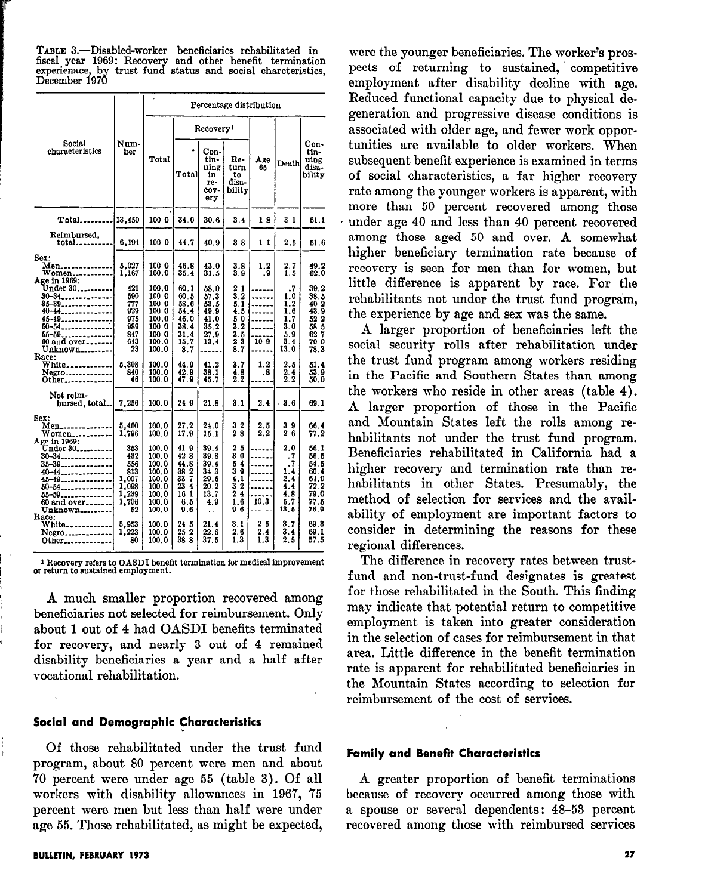TABLE 3.—Disabled-worker beneficiaries rehabilitated in fiscal year 1969: Recovery and other benefit termination experienace, by trust fund status and social charcteristics, December 1970

| Social characteristics | Number | Percentage distribution | | | | | | |
|---|---|---|---|---|---|---|---|---|
| | | Total | Recovery[1] | | | Age 65 | Death | Continuing disability |
| | | | Total | Continuing in recovery | Return to disability | | | |
| Total | 13,450 | 100.0 | 34.0 | 30.6 | 3.4 | 1.8 | 3.1 | 61.1 |
| Reimbursed, total | 6,194 | 100.0 | 44.7 | 40.9 | 3.8 | 1.1 | 2.5 | 51.6 |
| Sex: | | | | | | | | |
| Men | 5,027 | 100.0 | 46.8 | 43.0 | 3.8 | 1.2 | 2.7 | 49.2 |
| Women | 1,167 | 100.0 | 35.4 | 31.5 | 3.9 | .9 | 1.5 | 62.0 |
| Age in 1969: | | | | | | | | |
| Under 30 | 421 | 100.0 | 60.1 | 58.0 | 2.1 | ------ | .7 | 39.2 |
| 30–34 | 590 | 100.0 | 60.5 | 57.3 | 3.2 | ------ | 1.0 | 38.5 |
| 35–39 | 777 | 100.0 | 58.6 | 53.5 | 5.1 | ------ | 1.2 | 40.2 |
| 40–44 | 929 | 100.0 | 54.4 | 49.9 | 4.5 | ------ | 1.6 | 43.9 |
| 45–49 | 975 | 100.0 | 46.0 | 41.0 | 5.0 | ------ | 1.7 | 52.2 |
| 50–54 | 989 | 100.0 | 38.4 | 35.2 | 3.2 | ------ | 3.0 | 58.5 |
| 55–59 | 847 | 100.0 | 31.4 | 27.9 | 3.5 | ------ | 5.9 | 62.7 |
| 60 and over | 643 | 100.0 | 15.7 | 13.4 | 2.3 | 10.9 | 3.4 | 70.0 |
| Unknown | 23 | 100.0 | 8.7 | ------ | 8.7 | ------ | 13.0 | 78.3 |
| Race: | | | | | | | | |
| White | 5,308 | 100.0 | 44.9 | 41.2 | 3.7 | 1.2 | 2.5 | 51.4 |
| Negro | 840 | 100.0 | 42.9 | 38.1 | 4.8 | .8 | 2.4 | 53.9 |
| Other | 46 | 100.0 | 47.9 | 45.7 | 2.2 | ------ | 2.2 | 50.0 |
| Not reimbursed, total | 7,256 | 100.0 | 24.9 | 21.8 | 3.1 | 2.4 | 3.6 | 69.1 |
| Sex: | | | | | | | | |
| Men | 5,460 | 100.0 | 27.2 | 24.0 | 3.2 | 2.5 | 3.9 | 66.4 |
| Women | 1,796 | 100.0 | 17.9 | 15.1 | 2.8 | 2.2 | 2.6 | 77.2 |
| Age in 1969: | | | | | | | | |
| Under 30 | 353 | 100.0 | 41.9 | 39.4 | 2.5 | ------ | 2.0 | 56.1 |
| 30–34 | 432 | 100.0 | 42.8 | 39.8 | 3.0 | ------ | .7 | 56.5 |
| 35–39 | 556 | 100.0 | 44.8 | 39.4 | 5.4 | ------ | .7 | 54.5 |
| 40–44 | 813 | 100.0 | 38.2 | 34.3 | 3.9 | ------ | 1.4 | 60.4 |
| 45–49 | 1,007 | 100.0 | 33.7 | 29.6 | 4.1 | ------ | 2.4 | 64.0 |
| 50–54 | 1,098 | 100.0 | 23.4 | 20.2 | 3.2 | ------ | 4.4 | 72.2 |
| 55–59 | 1,239 | 100.0 | 16.1 | 13.7 | 2.4 | ------ | 4.8 | 79.0 |
| 60 and over | 1,706 | 100.0 | 6.5 | 4.9 | 1.6 | 10.3 | 5.7 | 77.5 |
| Unknown | 52 | 100.0 | 9.6 | ------ | 9.6 | ------ | 13.5 | 76.9 |
| Race: | | | | | | | | |
| White | 5,953 | 100.0 | 24.5 | 21.4 | 3.1 | 2.5 | 3.7 | 69.3 |
| Negro | 1,223 | 100.0 | 25.2 | 22.6 | 2.6 | 2.4 | 3.4 | 69.1 |
| Other | 80 | 100.0 | 38.8 | 37.5 | 1.3 | 1.3 | 2.5 | 57.5 |

[1] Recovery refers to OASDI benefit termination for medical improvement or return to sustained employment.

A much smaller proportion recovered among beneficiaries not selected for reimbursement. Only about 1 out of 4 had OASDI benefits terminated for recovery, and nearly 3 out of 4 remained disability beneficiaries a year and a half after vocational rehabilitation.

## Social and Demographic Characteristics

Of those rehabilitated under the trust fund program, about 80 percent were men and about 70 percent were under age 55 (table 3). Of all workers with disability allowances in 1967, 75 percent were men but less than half were under age 55. Those rehabilitated, as might be expected, were the younger beneficiaries. The worker's prospects of returning to sustained, competitive employment after disability decline with age. Reduced functional capacity due to physical degeneration and progressive disease conditions is associated with older age, and fewer work opportunities are available to older workers. When subsequent benefit experience is examined in terms of social characteristics, a far higher recovery rate among the younger workers is apparent, with more than 50 percent recovered among those under age 40 and less than 40 percent recovered among those aged 50 and over. A somewhat higher beneficiary termination rate because of recovery is seen for men than for women, but little difference is apparent by race. For the rehabilitants not under the trust fund program, the experience by age and sex was the same.

A larger proportion of beneficiaries left the social security rolls after rehabilitation under the trust fund program among workers residing in the Pacific and Southern States than among the workers who reside in other areas (table 4). A larger proportion of those in the Pacific and Mountain States left the rolls among rehabilitants not under the trust fund program. Beneficiaries rehabilitated in California had a higher recovery and termination rate than rehabilitants in other States. Presumably, the method of selection for services and the availability of employment are important factors to consider in determining the reasons for these regional differences.

The difference in recovery rates between trust-fund and non-trust-fund designates is greatest for those rehabilitated in the South. This finding may indicate that potential return to competitive employment is taken into greater consideration in the selection of cases for reimbursement in that area. Little difference in the benefit termination rate is apparent for rehabilitated beneficiaries in the Mountain States according to selection for reimbursement of the cost of services.

## Family and Benefit Characteristics

A greater proportion of benefit terminations because of recovery occurred among those with a spouse or several dependents: 48–53 percent recovered among those with reimbursed services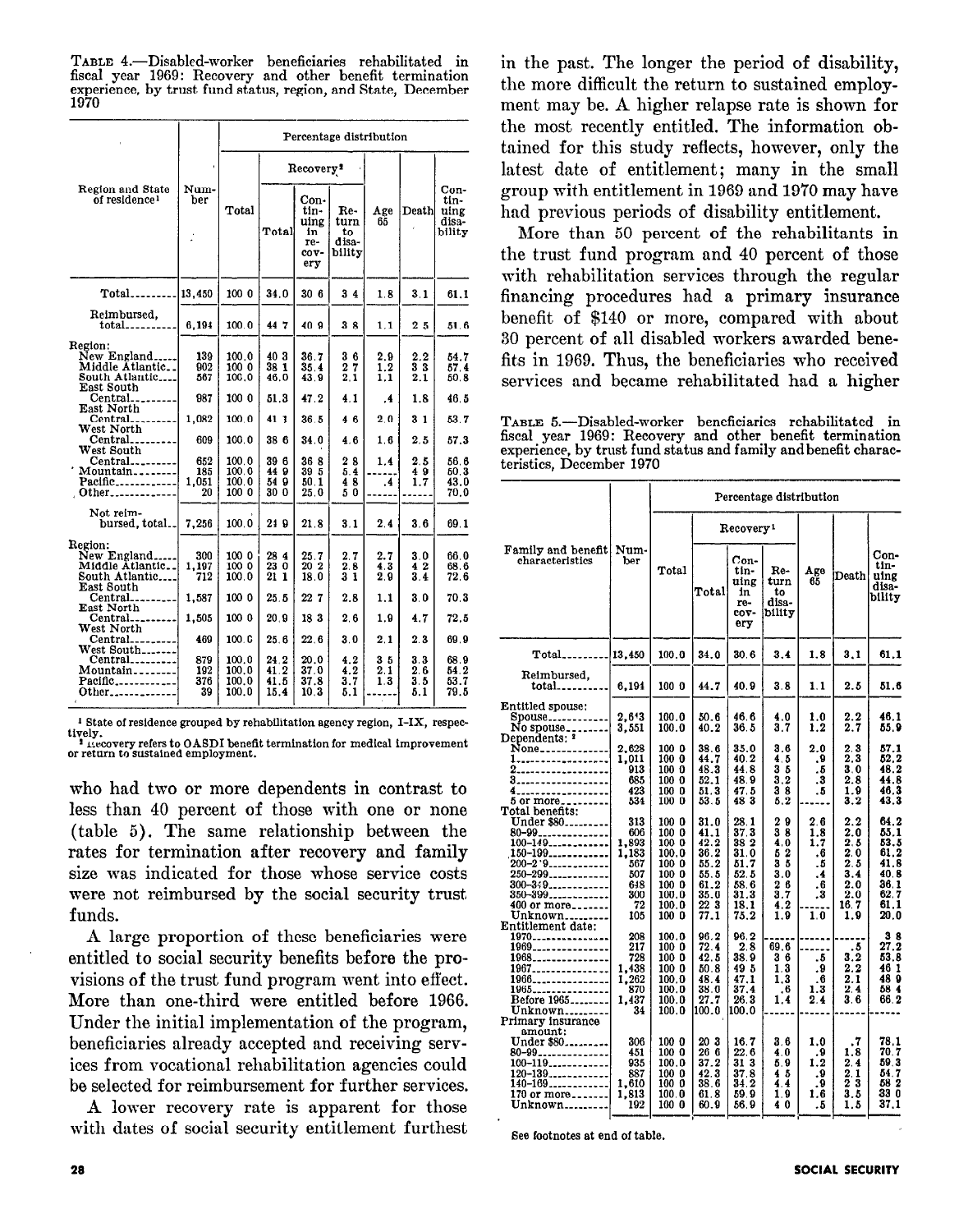TABLE 4.—Disabled-worker beneficiaries rehabilitated in fiscal year 1969: Recovery and other benefit termination experience, by trust fund status, region, and State, December 1970

| Region and State of residence[1] | Number | Percentage distribution | | | | | | |
|---|---|---|---|---|---|---|---|---|
| | | Total | Recovery[2] | | | Age 65 | Death | Continuing disability |
| | | | Total | Continuing in recovery | Return to disability | | | |
| Total | 13,450 | 100.0 | 34.0 | 30.6 | 3.4 | 1.8 | 3.1 | 61.1 |
| Reimbursed, total | 6,194 | 100.0 | 44.7 | 40.9 | 3.8 | 1.1 | 2.5 | 51.6 |
| Region: | | | | | | | | |
| New England | 139 | 100.0 | 40.3 | 36.7 | 3.6 | 2.9 | 2.2 | 54.7 |
| Middle Atlantic | 902 | 100.0 | 38.1 | 35.4 | 2.7 | 1.2 | 3.3 | 57.4 |
| South Atlantic | 567 | 100.0 | 46.0 | 43.9 | 2.1 | 1.1 | 2.1 | 50.8 |
| East South Central | 987 | 100.0 | 51.3 | 47.2 | 4.1 | .4 | 1.8 | 46.5 |
| East North Central | 1,082 | 100.0 | 41.1 | 36.5 | 4.6 | 2.0 | 3.1 | 53.7 |
| West North Central | 609 | 100.0 | 38.6 | 34.0 | 4.6 | 1.6 | 2.5 | 57.3 |
| West South Central | 652 | 100.0 | 39.6 | 36.8 | 2.8 | 1.4 | 2.5 | 56.6 |
| Mountain | 185 | 100.0 | 44.9 | 39.5 | 5.4 | ------ | 4.9 | 50.3 |
| Pacific | 1,051 | 100.0 | 54.9 | 50.1 | 4.8 | .4 | 1.7 | 43.0 |
| Other | 20 | 100.0 | 30.0 | 25.0 | 5.0 | ------ | ------ | 70.0 |
| Not reimbursed, total | 7,256 | 100.0 | 24.9 | 21.8 | 3.1 | 2.4 | 3.6 | 69.1 |
| Region: | | | | | | | | |
| New England | 300 | 100.0 | 28.4 | 25.7 | 2.7 | 2.7 | 3.0 | 66.0 |
| Middle Atlantic | 1,197 | 100.0 | 23.0 | 20.2 | 2.8 | 4.3 | 4.2 | 68.6 |
| South Atlantic | 712 | 100.0 | 21.1 | 18.0 | 3.1 | 2.9 | 3.4 | 72.6 |
| East South Central | 1,587 | 100.0 | 25.5 | 22.7 | 2.8 | 1.1 | 3.0 | 70.3 |
| East North Central | 1,505 | 100.0 | 20.9 | 18.3 | 2.6 | 1.9 | 4.7 | 72.5 |
| West North Central | 469 | 100.0 | 25.6 | 22.6 | 3.0 | 2.1 | 2.3 | 69.9 |
| West South Central | 879 | 100.0 | 24.2 | 20.0 | 4.2 | 3.5 | 3.3 | 68.9 |
| Mountain | 192 | 100.0 | 41.2 | 37.0 | 4.2 | 2.1 | 2.6 | 54.2 |
| Pacific | 376 | 100.0 | 41.5 | 37.8 | 3.7 | 1.3 | 3.5 | 53.7 |
| Other | 39 | 100.0 | 15.4 | 10.3 | 5.1 | ------ | 5.1 | 79.5 |

[1] State of residence grouped by rehabilitation agency region, I-IX, respectively.
[2] Recovery refers to OASDI benefit termination for medical improvement or return to sustained employment.

who had two or more dependents in contrast to less than 40 percent of those with one or none (table 5). The same relationship between the rates for termination after recovery and family size was indicated for those whose service costs were not reimbursed by the social security trust funds.

A large proportion of these beneficiaries were entitled to social security benefits before the provisions of the trust fund program went into effect. More than one-third were entitled before 1966. Under the initial implementation of the program, beneficiaries already accepted and receiving services from vocational rehabilitation agencies could be selected for reimbursement for further services.

A lower recovery rate is apparent for those with dates of social security entitlement furthest in the past. The longer the period of disability, the more difficult the return to sustained employment may be. A higher relapse rate is shown for the most recently entitled. The information obtained for this study reflects, however, only the latest date of entitlement; many in the small group with entitlement in 1969 and 1970 may have had previous periods of disability entitlement.

More than 50 percent of the rehabilitants in the trust fund program and 40 percent of those with rehabilitation services through the regular financing procedures had a primary insurance benefit of $140 or more, compared with about 30 percent of all disabled workers awarded benefits in 1969. Thus, the beneficiaries who received services and became rehabilitated had a higher

TABLE 5.—Disabled-worker beneficiaries rehabilitated in fiscal year 1969: Recovery and other benefit termination experience, by trust fund status and family and benefit characteristics, December 1970

| Family and benefit characteristics | Number | Percentage distribution | | | | | | |
|---|---|---|---|---|---|---|---|---|
| | | Total | Recovery[1] | | | Age 65 | Death | Continuing disability |
| | | | Total | Continuing in recovery | Return to disability | | | |
| Total | 13,450 | 100.0 | 34.0 | 30.6 | 3.4 | 1.8 | 3.1 | 61.1 |
| Reimbursed, total | 6,194 | 100.0 | 44.7 | 40.9 | 3.8 | 1.1 | 2.5 | 51.6 |
| Entitled spouse: | | | | | | | | |
| Spouse | 2,643 | 100.0 | 50.6 | 46.6 | 4.0 | 1.0 | 2.2 | 46.1 |
| No spouse | 3,551 | 100.0 | 40.2 | 36.5 | 3.7 | 1.2 | 2.7 | 55.9 |
| Dependents:[2] | | | | | | | | |
| None | 2,628 | 100.0 | 38.6 | 35.0 | 3.6 | 2.0 | 2.3 | 57.1 |
| 1 | 1,011 | 100.0 | 44.7 | 40.2 | 4.5 | .9 | 2.3 | 52.2 |
| 2 | 913 | 100.0 | 48.3 | 44.8 | 3.5 | .5 | 3.0 | 48.2 |
| 3 | 685 | 100.0 | 52.1 | 48.9 | 3.2 | .3 | 2.8 | 44.8 |
| 4 | 423 | 100.0 | 51.3 | 47.5 | 3.8 | .5 | 1.9 | 46.3 |
| 5 or more | 534 | 100.0 | 53.5 | 48.3 | 5.2 | ------ | 3.2 | 43.3 |
| Total benefits: | | | | | | | | |
| Under $80 | 313 | 100.0 | 31.0 | 28.1 | 2.9 | 2.6 | 2.2 | 64.2 |
| 80-99 | 606 | 100.0 | 41.1 | 37.3 | 3.8 | 1.8 | 2.0 | 55.1 |
| 100-149 | 1,893 | 100.0 | 42.2 | 38.2 | 4.0 | 1.7 | 2.5 | 53.5 |
| 150-199 | 1,183 | 100.0 | 36.2 | 31.0 | 5.2 | .6 | 2.0 | 61.2 |
| 200-249 | 567 | 100.0 | 55.2 | 51.7 | 3.5 | .5 | 2.5 | 41.8 |
| 250-299 | 507 | 100.0 | 55.5 | 52.5 | 3.0 | .4 | 3.4 | 40.8 |
| 300-349 | 648 | 100.0 | 61.2 | 58.6 | 2.6 | .6 | 2.0 | 36.1 |
| 350-399 | 300 | 100.0 | 35.0 | 31.3 | 3.7 | .3 | 2.0 | 62.7 |
| 400 or more | 72 | 100.0 | 22.3 | 18.1 | 4.2 | ------ | 16.7 | 61.1 |
| Unknown | 105 | 100.0 | 77.1 | 75.2 | 1.9 | 1.0 | 1.9 | 20.0 |
| Entitlement date: | | | | | | | | |
| 1970 | 208 | 100.0 | 96.2 | 96.2 | ------ | ------ | ------ | 3.8 |
| 1969 | 217 | 100.0 | 72.4 | 2.8 | 69.6 | ------ | .5 | 27.2 |
| 1968 | 728 | 100.0 | 42.5 | 38.9 | 3.6 | .5 | 3.2 | 53.8 |
| 1967 | 1,438 | 100.0 | 50.8 | 49.5 | 1.3 | .9 | 2.2 | 46.1 |
| 1966 | 1,262 | 100.0 | 48.4 | 47.1 | 1.3 | .6 | 2.1 | 48.9 |
| 1965 | 870 | 100.0 | 38.0 | 37.4 | .6 | 1.3 | 2.4 | 58.4 |
| Before 1965 | 1,437 | 100.0 | 27.7 | 26.3 | 1.4 | 2.4 | 3.6 | 66.2 |
| Unknown | 34 | 100.0 | 100.0 | 100.0 | ------ | ------ | ------ | ------ |
| Primary insurance amount: | | | | | | | | |
| Under $80 | 306 | 100.0 | 20.3 | 16.7 | 3.6 | 1.0 | .7 | 78.1 |
| 80-99 | 451 | 100.0 | 26.6 | 22.6 | 4.0 | .9 | 1.8 | 70.7 |
| 100-119 | 935 | 100.0 | 37.2 | 31.3 | 5.9 | 1.2 | 2.4 | 59.3 |
| 120-139 | 887 | 100.0 | 42.3 | 37.8 | 4.5 | .9 | 2.1 | 54.7 |
| 140-169 | 1,610 | 100.0 | 38.6 | 34.2 | 4.4 | .9 | 2.3 | 58.2 |
| 170 or more | 1,813 | 100.0 | 61.8 | 59.9 | 1.9 | 1.6 | 3.5 | 33.0 |
| Unknown | 192 | 100.0 | 60.9 | 56.9 | 4.0 | .5 | 1.5 | 37.1 |

See footnotes at end of table.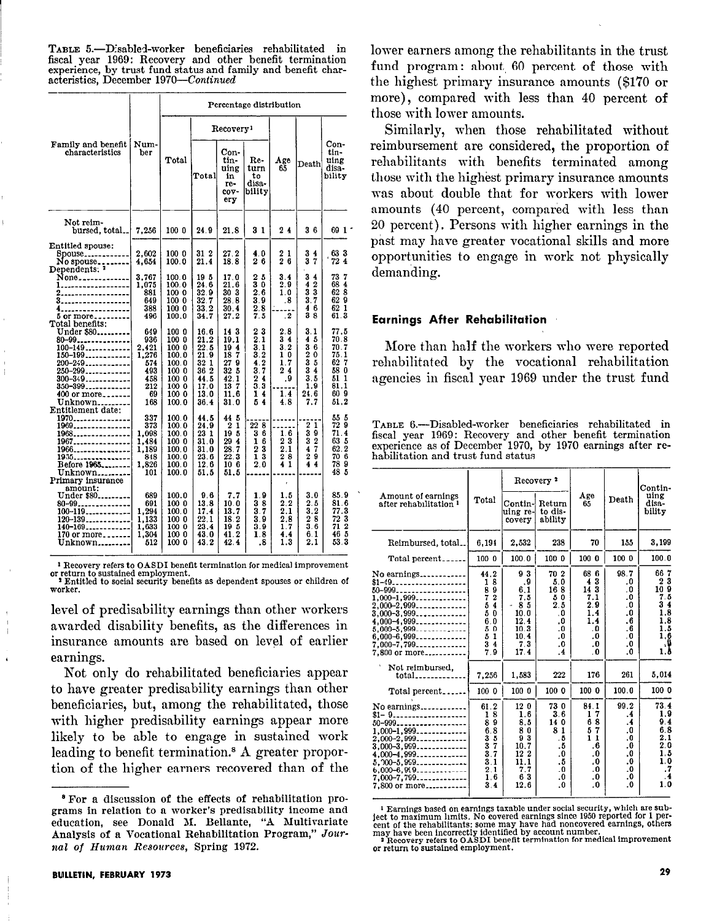TABLE 5.—Disabled-worker beneficiaries rehabilitated in fiscal year 1969: Recovery and other benefit termination experience, by trust fund status and family and benefit characteristics, December 1970—*Continued*

| Family and benefit characteristics | Number | Percentage distribution | | | | | | |
|---|---|---|---|---|---|---|---|---|
| | | Total | Recovery [1] | | | Age 65 | Death | Continuing disability |
| | | | Total | Continuing in recovery | Return to disability | | | |
| Not reimbursed, total | 7,256 | 100.0 | 24.9 | 21.8 | 3.1 | 2.4 | 3.6 | 69.1 |
| Entitled spouse: | | | | | | | | |
| Spouse | 2,602 | 100.0 | 31.2 | 27.2 | 4.0 | 2.1 | 3.4 | 63.3 |
| No spouse | 4,654 | 100.0 | 21.4 | 18.8 | 2.6 | 2.6 | 3.7 | 72.4 |
| Dependents: [2] | | | | | | | | |
| None | 3,767 | 100.0 | 19.5 | 17.0 | 2.5 | 3.4 | 3.4 | 73.7 |
| 1 | 1,075 | 100.0 | 24.6 | 21.6 | 3.0 | 2.9 | 4.2 | 68.4 |
| 2 | 881 | 100.0 | 32.9 | 30.3 | 2.6 | 1.0 | 3.3 | 62.8 |
| 3 | 649 | 100.0 | 32.7 | 28.8 | 3.9 | .8 | 3.7 | 62.9 |
| 4 | 388 | 100.0 | 33.2 | 30.4 | 2.8 | | 4.6 | 62.1 |
| 5 or more | 496 | 100.0 | 34.7 | 27.2 | 7.5 | .2 | 3.8 | 61.3 |
| Total benefits: | | | | | | | | |
| Under $80 | 649 | 100.0 | 16.6 | 14.3 | 2.3 | 2.8 | 3.1 | 77.5 |
| 80–99 | 936 | 100.0 | 21.2 | 19.1 | 2.1 | 3.4 | 4.5 | 70.8 |
| 100–149 | 2,421 | 100.0 | 22.5 | 19.4 | 3.1 | 3.2 | 3.6 | 70.7 |
| 150–199 | 1,276 | 100.0 | 21.9 | 18.7 | 3.2 | 1.0 | 2.0 | 75.1 |
| 200–249 | 574 | 100.0 | 32.1 | 27.9 | 4.2 | 1.7 | 3.5 | 62.7 |
| 250–299 | 493 | 100.0 | 36.2 | 32.5 | 3.7 | 2.4 | 3.4 | 58.0 |
| 300–349 | 458 | 100.0 | 44.5 | 42.1 | 2.4 | .9 | 3.5 | 51.1 |
| 350–399 | 212 | 100.0 | 17.0 | 13.7 | 3.3 | | 1.9 | 81.1 |
| 400 or more | 69 | 100.0 | 13.0 | 11.6 | 1.4 | 1.4 | 24.6 | 60.9 |
| Unknown | 168 | 100.0 | 36.4 | 31.0 | 5.4 | 4.8 | 7.7 | 51.2 |
| Entitlement date: | | | | | | | | |
| 1970 | 337 | 100.0 | 44.5 | 44.5 | | | | 55.5 |
| 1969 | 373 | 100.0 | 24.9 | 2.1 | 22.8 | | 2.1 | 72.9 |
| 1968 | 1,098 | 100.0 | 23.1 | 19.5 | 3.6 | 1.6 | 3.9 | 71.4 |
| 1967 | 1,484 | 100.0 | 31.0 | 29.4 | 1.6 | 2.3 | 3.2 | 63.5 |
| 1966 | 1,189 | 100.0 | 31.0 | 28.7 | 2.3 | 2.1 | 4.7 | 62.2 |
| 1965 | 848 | 100.0 | 23.6 | 22.3 | 1.3 | 2.8 | 2.9 | 70.6 |
| Before 1965 | 1,826 | 100.0 | 12.6 | 10.6 | 2.0 | 4.1 | 4.4 | 78.9 |
| Unknown | 101 | 100.0 | 51.5 | 51.5 | | | | 48.5 |
| Primary insurance amount: | | | | | | | | |
| Under $80 | 689 | 100.0 | 9.6 | 7.7 | 1.9 | 1.5 | 3.0 | 85.9 |
| 80–99 | 691 | 100.0 | 13.8 | 10.0 | 3.8 | 2.2 | 2.5 | 81.6 |
| 100–119 | 1,294 | 100.0 | 17.4 | 13.7 | 3.7 | 2.1 | 3.2 | 77.3 |
| 120–139 | 1,133 | 100.0 | 22.1 | 18.2 | 3.9 | 2.8 | 2.8 | 72.3 |
| 140–169 | 1,633 | 100.0 | 23.4 | 19.5 | 3.9 | 1.7 | 3.6 | 71.2 |
| 170 or more | 1,304 | 100.0 | 43.0 | 41.2 | 1.8 | 4.4 | 6.1 | 46.5 |
| Unknown | 512 | 100.0 | 43.2 | 42.4 | .8 | 1.3 | 2.1 | 53.3 |

[1] Recovery refers to OASDI benefit termination for medical improvement or return to sustained employment.
[2] Entitled to social security benefits as dependent spouses or children of worker.

level of predisability earnings than other workers awarded disability benefits, as the differences in insurance amounts are based on level of earlier earnings.

Not only do rehabilitated beneficiaries appear to have greater predisability earnings than other beneficiaries, but, among the rehabilitated, those with higher predisability earnings appear more likely to be able to engage in sustained work leading to benefit termination.[8] A greater proportion of the higher earners recovered than of the lower earners among the rehabilitants in the trust fund program: about 60 percent of those with the highest primary insurance amounts ($170 or more), compared with less than 40 percent of those with lower amounts.

Similarly, when those rehabilitated without reimbursement are considered, the proportion of rehabilitants with benefits terminated among those with the highest primary insurance amounts was about double that for workers with lower amounts (40 percent, compared with less than 20 percent). Persons with higher earnings in the past may have greater vocational skills and more opportunities to engage in work not physically demanding.

[8] For a discussion of the effects of rehabilitation programs in relation to a worker's predisability income and education, see Donald M. Bellante, "A Multivariate Analysis of a Vocational Rehabilitation Program," *Journal of Human Resources*, Spring 1972.

#### Earnings After Rehabilitation

More than half the workers who were reported rehabilitated by the vocational rehabilitation agencies in fiscal year 1969 under the trust fund

TABLE 6.—Disabled-worker beneficiaries rehabilitated in fiscal year 1969: Recovery and other benefit termination experience as of December 1970, by 1970 earnings after rehabilitation and trust fund status

| Amount of earnings after rehabilitation [1] | Total | Recovery [2] | | Age 65 | Death | Continuing disability |
|---|---|---|---|---|---|---|
| | | Continuing recovery | Return to disability | | | |
| Reimbursed, total | 6,194 | 2,532 | 238 | 70 | 155 | 3,199 |
| Total percent | 100.0 | 100.0 | 100.0 | 100.0 | 100.0 | 100.0 |
| No earnings | 44.2 | 9.3 | 70.2 | 68.6 | 98.7 | 66.7 |
| $1–49 | 1.8 | .9 | 5.0 | 4.3 | .0 | 2.3 |
| 50–999 | 8.9 | 6.1 | 16.8 | 14.3 | .0 | 10.9 |
| 1,000–1,999 | 7.2 | 7.5 | 5.0 | 7.1 | .0 | 7.5 |
| 2,000–2,999 | 5.4 | 8.5 | 2.5 | 2.9 | .0 | 3.4 |
| 3,000–3,999 | 5.0 | 10.0 | .0 | 1.4 | .0 | 1.8 |
| 4,000–4,999 | 6.0 | 12.4 | .0 | 1.4 | .6 | 1.8 |
| 5,000–5,999 | 5.0 | 10.3 | .0 | .0 | .6 | 1.5 |
| 6,000–6,999 | 5.1 | 10.4 | .0 | .0 | .0 | 1.6 |
| 7,000–7,799 | 3.4 | 7.3 | .0 | .0 | .0 | .9 |
| 7,800 or more | 7.9 | 17.4 | .4 | .0 | .0 | 1.6 |
| Not reimbursed, total | 7,256 | 1,583 | 222 | 176 | 261 | 5,014 |
| Total percent | 100.0 | 100.0 | 100.0 | 100.0 | 100.0 | 100.0 |
| No earnings | 61.2 | 12.0 | 73.0 | 84.1 | 99.2 | 73.4 |
| $1–49 | 1.8 | 1.6 | 3.6 | 1.7 | .4 | 1.9 |
| 50–999 | 8.9 | 8.5 | 14.0 | 6.8 | .4 | 9.4 |
| 1,000–1,999 | 6.8 | 8.0 | 8.1 | 5.7 | .0 | 6.8 |
| 2,000–2,999 | 3.5 | 9.3 | .5 | 1.1 | .0 | 2.1 |
| 3,000–3,999 | 3.7 | 10.7 | .5 | .6 | .0 | 2.0 |
| 4,000–4,999 | 3.7 | 12.2 | .0 | .0 | .0 | 1.5 |
| 5,000–5,999 | 3.1 | 11.1 | .5 | .0 | .0 | 1.0 |
| 6,000–6,999 | 2.1 | 7.7 | .0 | .0 | .0 | .7 |
| 7,000–7,799 | 1.6 | 6.3 | .0 | .0 | .0 | .4 |
| 7,800 or more | 3.4 | 12.6 | .0 | .0 | .0 | 1.0 |

[1] Earnings based on earnings taxable under social security, which are subject to maximum limits. No covered earnings since 1950 reported for 1 percent of the rehabilitants; some may have had noncovered earnings, others may have been incorrectly identified by account number.
[2] Recovery refers to OASDI benefit termination for medical improvement or return to sustained employment.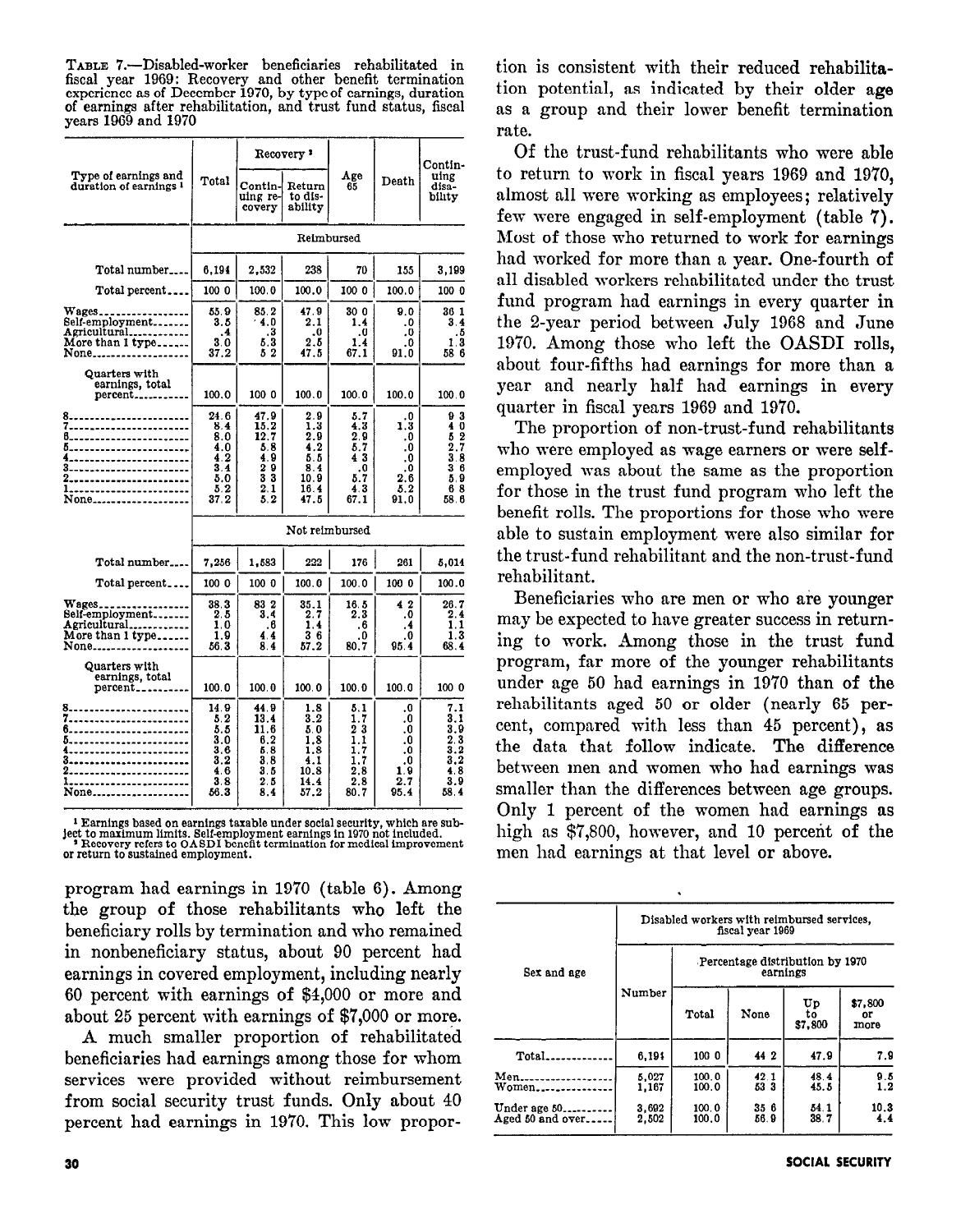TABLE 7.—Disabled-worker beneficiaries rehabilitated in fiscal year 1969: Recovery and other benefit termination experience as of December 1970, by type of earnings, duration of earnings after rehabilitation, and trust fund status, fiscal years 1969 and 1970

| Type of earnings and duration of earnings [1] | Total | Recovery [2] | | Age 65 | Death | Continuing disability |
|---|---|---|---|---|---|---|
| | | Continuing recovery | Return to disability | | | |
| | Reimbursed | | | | | |
| Total number | 6,194 | 2,532 | 238 | 70 | 155 | 3,199 |
| Total percent | 100 0 | 100.0 | 100.0 | 100 0 | 100.0 | 100 0 |
| Wages | 55.9 | 85.2 | 47.9 | 30 0 | 9.0 | 36 1 |
| Self-employment | 3.5 | 4.0 | 2.1 | 1.4 | .0 | 3.4 |
| Agricultural | .4 | .3 | .0 | .0 | .0 | .5 |
| More than 1 type | 3.0 | 5.3 | 2.5 | 1.4 | .0 | 1.3 |
| None | 37.2 | 5 2 | 47.5 | 67.1 | 91.0 | 58 6 |
| Quarters with earnings, total percent | 100.0 | 100 0 | 100.0 | 100.0 | 100.0 | 100.0 |
| 8 | 24.6 | 47.9 | 2.9 | 5.7 | .0 | 9 3 |
| 7 | 8.4 | 15.2 | 1.3 | 4.3 | 1.3 | 4 0 |
| 6 | 8.0 | 12.7 | 2.9 | 2.9 | .0 | 5 2 |
| 5 | 4.0 | 5.8 | 4.2 | 5.7 | .0 | 2.7 |
| 4 | 4.2 | 4.9 | 5.5 | 4 3 | .0 | 3.8 |
| 3 | 3.4 | 2 9 | 8.4 | .0 | .0 | 3 6 |
| 2 | 5.0 | 3 3 | 10.9 | 5.7 | 2.6 | 5.9 |
| 1 | 5.2 | 2.1 | 16.4 | 4 3 | 5.2 | 6 8 |
| None | 37.2 | 5.2 | 47.5 | 67.1 | 91.0 | 58.6 |
| | Not reimbursed | | | | | |
| Total number | 7,256 | 1,583 | 222 | 176 | 261 | 5,014 |
| Total percent | 100 0 | 100 0 | 100.0 | 100.0 | 100 0 | 100.0 |
| Wages | 38.3 | 83 2 | 35.1 | 16.5 | 4 2 | 26.7 |
| Self-employment | 2.5 | 3.4 | 2.7 | 2.3 | .0 | 2.4 |
| Agricultural | 1.0 | .6 | 1.4 | .6 | .4 | 1.1 |
| More than 1 type | 1.9 | 4.4 | 3 6 | .0 | .0 | 1.3 |
| None | 56.3 | 8.4 | 57.2 | 80.7 | 95.4 | 68.4 |
| Quarters with earnings, total percent | 100.0 | 100.0 | 100.0 | 100.0 | 100.0 | 100 0 |
| 8 | 14.9 | 44.9 | 1.8 | 5.1 | .0 | 7.1 |
| 7 | 5.2 | 13.4 | 3.2 | 1.7 | .0 | 3.1 |
| 6 | 5.5 | 11.6 | 5.0 | 2 3 | .0 | 3.9 |
| 5 | 3.0 | 6.2 | 1.8 | 1.1 | .0 | 2.3 |
| 4 | 3.6 | 5.8 | 1.8 | 1.7 | .0 | 3.2 |
| 3 | 3.2 | 3.8 | 4.1 | 1.7 | .0 | 3.2 |
| 2 | 4.6 | 3.5 | 10.8 | 2.8 | 1.9 | 4.8 |
| 1 | 3.8 | 2.5 | 14.4 | 2.8 | 2.7 | 3.9 |
| None | 56.3 | 8.4 | 57.2 | 80.7 | 95.4 | 58.4 |

[1] Earnings based on earnings taxable under social security, which are subject to maximum limits. Self-employment earnings in 1970 not included.
[2] Recovery refers to OASDI benefit termination for medical improvement or return to sustained employment.

program had earnings in 1970 (table 6). Among the group of those rehabilitants who left the beneficiary rolls by termination and who remained in nonbeneficiary status, about 90 percent had earnings in covered employment, including nearly 60 percent with earnings of $4,000 or more and about 25 percent with earnings of $7,000 or more.

A much smaller proportion of rehabilitated beneficiaries had earnings among those for whom services were provided without reimbursement from social security trust funds. Only about 40 percent had earnings in 1970. This low proportion is consistent with their reduced rehabilitation potential, as indicated by their older age as a group and their lower benefit termination rate.

Of the trust-fund rehabilitants who were able to return to work in fiscal years 1969 and 1970, almost all were working as employees; relatively few were engaged in self-employment (table 7). Most of those who returned to work for earnings had worked for more than a year. One-fourth of all disabled workers rehabilitated under the trust fund program had earnings in every quarter in the 2-year period between July 1968 and June 1970. Among those who left the OASDI rolls, about four-fifths had earnings for more than a year and nearly half had earnings in every quarter in fiscal years 1969 and 1970.

The proportion of non-trust-fund rehabilitants who were employed as wage earners or were self-employed was about the same as the proportion for those in the trust fund program who left the benefit rolls. The proportions for those who were able to sustain employment were also similar for the trust-fund rehabilitant and the non-trust-fund rehabilitant.

Beneficiaries who are men or who are younger may be expected to have greater success in returning to work. Among those in the trust fund program, far more of the younger rehabilitants under age 50 had earnings in 1970 than of the rehabilitants aged 50 or older (nearly 65 percent, compared with less than 45 percent), as the data that follow indicate. The difference between men and women who had earnings was smaller than the differences between age groups. Only 1 percent of the women had earnings as high as $7,800, however, and 10 percent of the men had earnings at that level or above.

| Sex and age | Disabled workers with reimbursed services, fiscal year 1969 | | | | |
|---|---|---|---|---|---|
| | Number | Percentage distribution by 1970 earnings | | | |
| | | Total | None | Up to $7,800 | $7,800 or more |
| Total | 6,194 | 100 0 | 44 2 | 47.9 | 7.9 |
| Men | 5,027 | 100.0 | 42 1 | 48.4 | 9.5 |
| Women | 1,167 | 100.0 | 53 3 | 45.5 | 1.2 |
| Under age 50 | 3,692 | 100.0 | 35 6 | 54.1 | 10.3 |
| Aged 50 and over | 2,502 | 100.0 | 56.9 | 38.7 | 4.4 |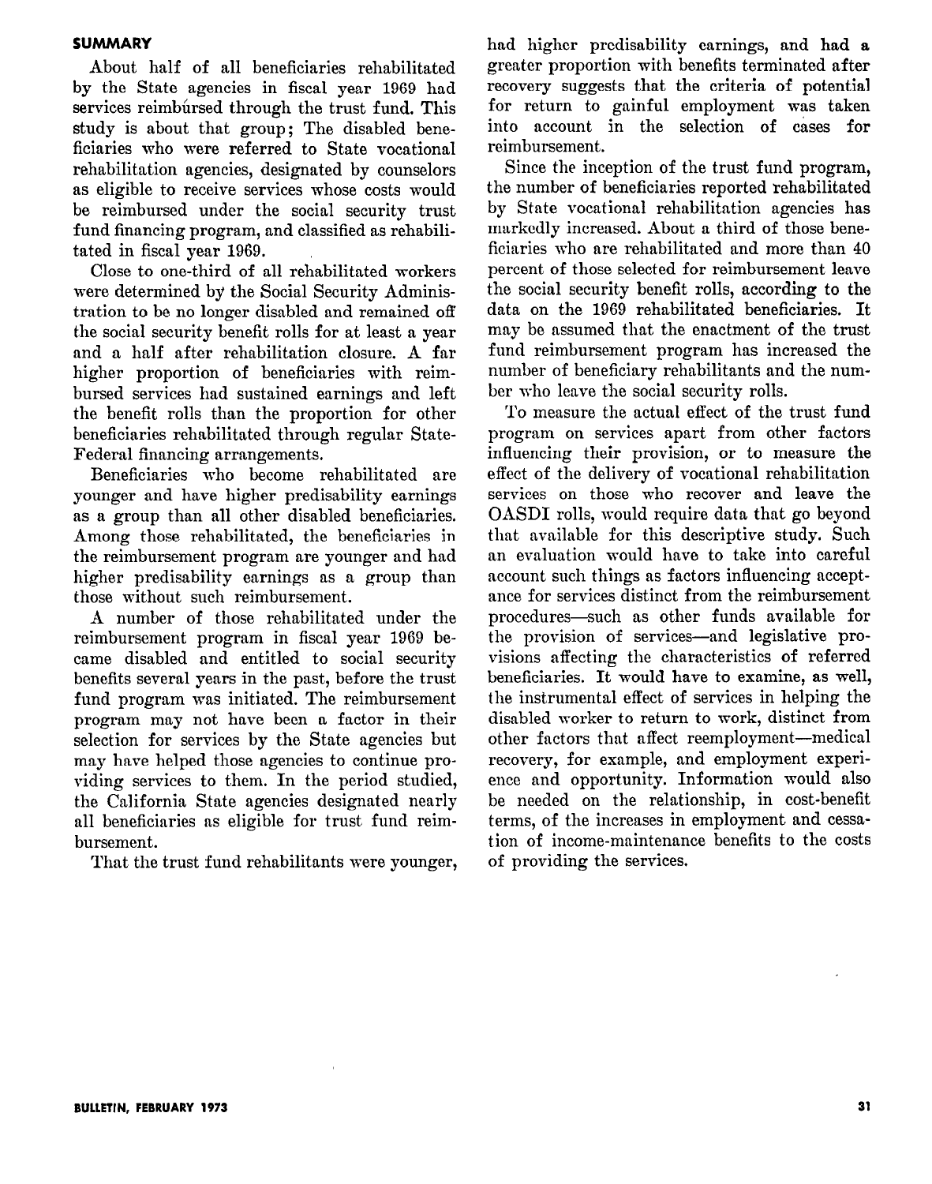## SUMMARY

About half of all beneficiaries rehabilitated by the State agencies in fiscal year 1969 had services reimbursed through the trust fund. This study is about that group; The disabled beneficiaries who were referred to State vocational rehabilitation agencies, designated by counselors as eligible to receive services whose costs would be reimbursed under the social security trust fund financing program, and classified as rehabilitated in fiscal year 1969.

Close to one-third of all rehabilitated workers were determined by the Social Security Administration to be no longer disabled and remained off the social security benefit rolls for at least a year and a half after rehabilitation closure. A far higher proportion of beneficiaries with reimbursed services had sustained earnings and left the benefit rolls than the proportion for other beneficiaries rehabilitated through regular State-Federal financing arrangements.

Beneficiaries who become rehabilitated are younger and have higher predisability earnings as a group than all other disabled beneficiaries. Among those rehabilitated, the beneficiaries in the reimbursement program are younger and had higher predisability earnings as a group than those without such reimbursement.

A number of those rehabilitated under the reimbursement program in fiscal year 1969 became disabled and entitled to social security benefits several years in the past, before the trust fund program was initiated. The reimbursement program may not have been a factor in their selection for services by the State agencies but may have helped those agencies to continue providing services to them. In the period studied, the California State agencies designated nearly all beneficiaries as eligible for trust fund reimbursement.

That the trust fund rehabilitants were younger, had higher predisability earnings, and had a greater proportion with benefits terminated after recovery suggests that the criteria of potential for return to gainful employment was taken into account in the selection of cases for reimbursement.

Since the inception of the trust fund program, the number of beneficiaries reported rehabilitated by State vocational rehabilitation agencies has markedly increased. About a third of those beneficiaries who are rehabilitated and more than 40 percent of those selected for reimbursement leave the social security benefit rolls, according to the data on the 1969 rehabilitated beneficiaries. It may be assumed that the enactment of the trust fund reimbursement program has increased the number of beneficiary rehabilitants and the number who leave the social security rolls.

To measure the actual effect of the trust fund program on services apart from other factors influencing their provision, or to measure the effect of the delivery of vocational rehabilitation services on those who recover and leave the OASDI rolls, would require data that go beyond that available for this descriptive study. Such an evaluation would have to take into careful account such things as factors influencing acceptance for services distinct from the reimbursement procedures—such as other funds available for the provision of services—and legislative provisions affecting the characteristics of referred beneficiaries. It would have to examine, as well, the instrumental effect of services in helping the disabled worker to return to work, distinct from other factors that affect reemployment—medical recovery, for example, and employment experience and opportunity. Information would also be needed on the relationship, in cost-benefit terms, of the increases in employment and cessation of income-maintenance benefits to the costs of providing the services.